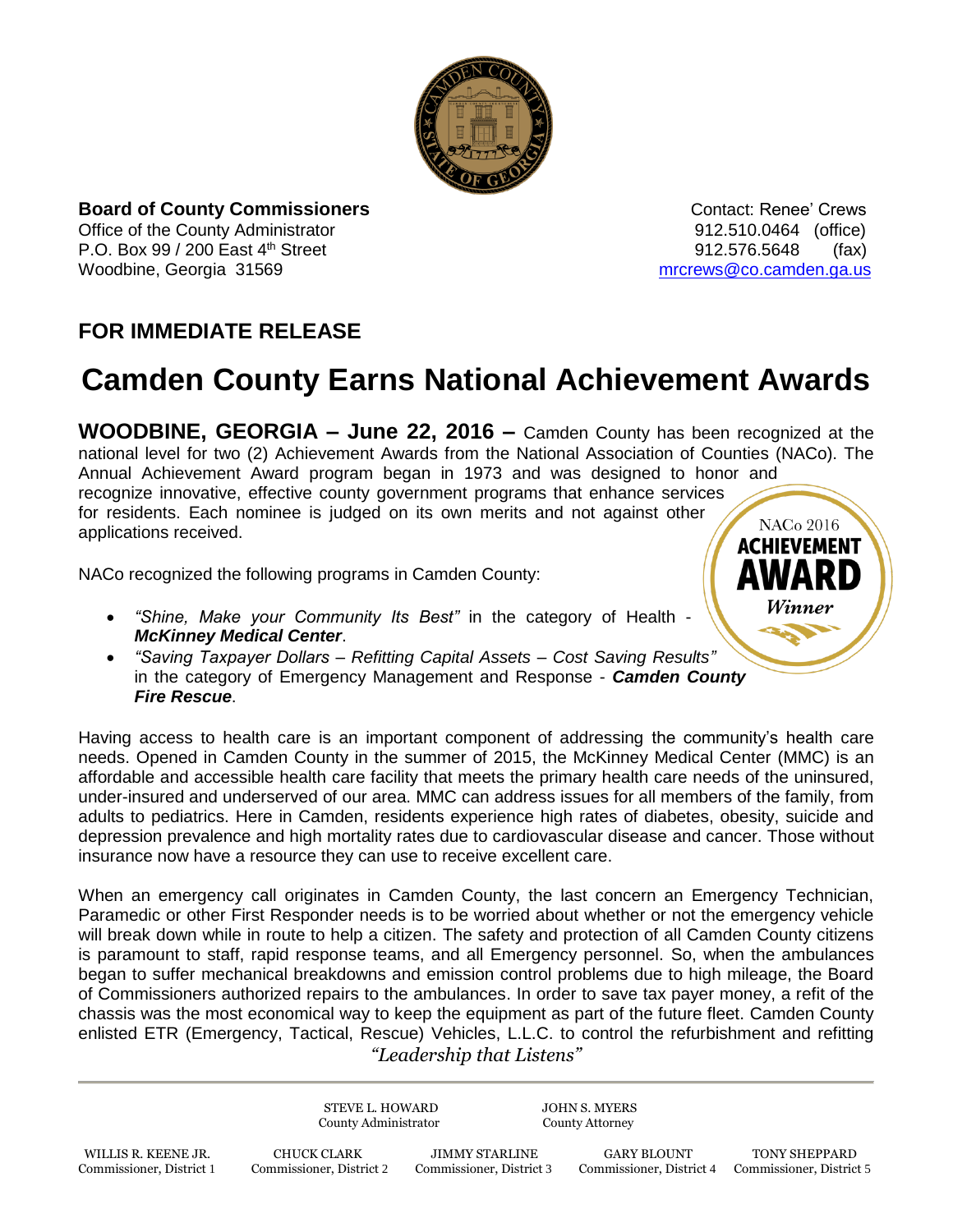**Board of County Commissioners**
Office of the County Administrator
P.O. Box 99 / 200 East 4th Street
Woodbine, Georgia 31569

Contact: Renee' Crews
912.510.0464 (office)
912.576.5648 (fax)
mrcrews@co.camden.ga.us

## FOR IMMEDIATE RELEASE

# Camden County Earns National Achievement Awards

**WOODBINE, GEORGIA – June 22, 2016 –** Camden County has been recognized at the national level for two (2) Achievement Awards from the National Association of Counties (NACo). The Annual Achievement Award program began in 1973 and was designed to honor and recognize innovative, effective county government programs that enhance services for residents. Each nominee is judged on its own merits and not against other applications received.

NACo 2016 **ACHIEVEMENT AWARD** *Winner*

NACo recognized the following programs in Camden County:

- *"Shine, Make your Community Its Best"* in the category of Health - ***McKinney Medical Center***.
- *"Saving Taxpayer Dollars – Refitting Capital Assets – Cost Saving Results"* in the category of Emergency Management and Response - ***Camden County Fire Rescue***.

Having access to health care is an important component of addressing the community's health care needs. Opened in Camden County in the summer of 2015, the McKinney Medical Center (MMC) is an affordable and accessible health care facility that meets the primary health care needs of the uninsured, under-insured and underserved of our area. MMC can address issues for all members of the family, from adults to pediatrics. Here in Camden, residents experience high rates of diabetes, obesity, suicide and depression prevalence and high mortality rates due to cardiovascular disease and cancer. Those without insurance now have a resource they can use to receive excellent care.

When an emergency call originates in Camden County, the last concern an Emergency Technician, Paramedic or other First Responder needs is to be worried about whether or not the emergency vehicle will break down while in route to help a citizen. The safety and protection of all Camden County citizens is paramount to staff, rapid response teams, and all Emergency personnel. So, when the ambulances began to suffer mechanical breakdowns and emission control problems due to high mileage, the Board of Commissioners authorized repairs to the ambulances. In order to save tax payer money, a refit of the chassis was the most economical way to keep the equipment as part of the future fleet. Camden County enlisted ETR (Emergency, Tactical, Rescue) Vehicles, L.L.C. to control the refurbishment and refitting

*"Leadership that Listens"*

STEVE L. HOWARD, County Administrator
JOHN S. MYERS, County Attorney

WILLIS R. KEENE JR., Commissioner, District 1
CHUCK CLARK, Commissioner, District 2
JIMMY STARLINE, Commissioner, District 3
GARY BLOUNT, Commissioner, District 4
TONY SHEPPARD, Commissioner, District 5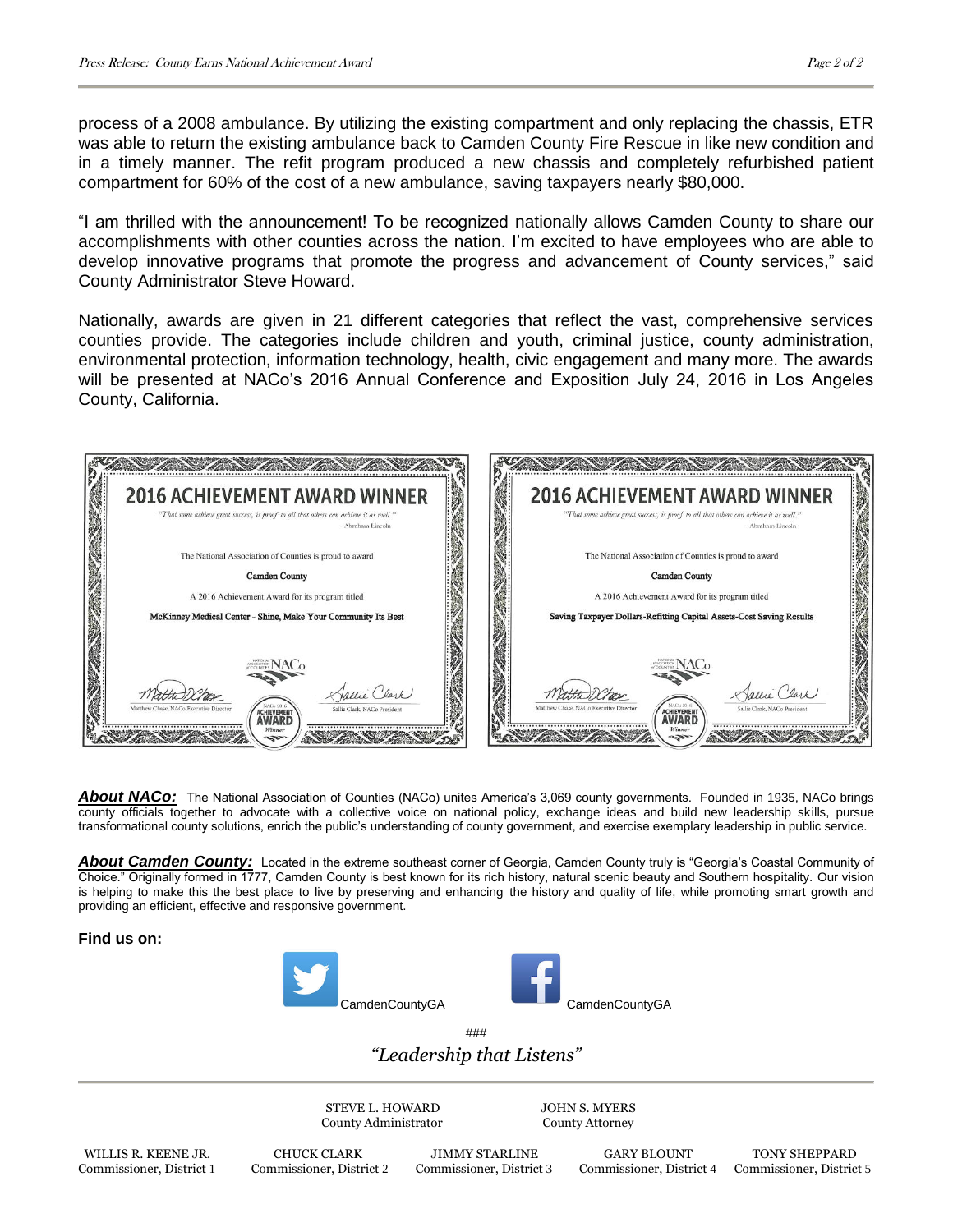process of a 2008 ambulance. By utilizing the existing compartment and only replacing the chassis, ETR was able to return the existing ambulance back to Camden County Fire Rescue in like new condition and in a timely manner. The refit program produced a new chassis and completely refurbished patient compartment for 60% of the cost of a new ambulance, saving taxpayers nearly $80,000.

"I am thrilled with the announcement! To be recognized nationally allows Camden County to share our accomplishments with other counties across the nation. I'm excited to have employees who are able to develop innovative programs that promote the progress and advancement of County services," said County Administrator Steve Howard.

Nationally, awards are given in 21 different categories that reflect the vast, comprehensive services counties provide. The categories include children and youth, criminal justice, county administration, environmental protection, information technology, health, civic engagement and many more. The awards will be presented at NACo's 2016 Annual Conference and Exposition July 24, 2016 in Los Angeles County, California.

**2016 ACHIEVEMENT AWARD WINNER**

*"That some achieve great success, is proof to all that others can achieve it as well."* – Abraham Lincoln

The National Association of Counties is proud to award

Camden County

A 2016 Achievement Award for its program titled

McKinney Medical Center - Shine, Make Your Community Its Best

Matthew Chase, NACo Executive Director — Sallie Clark, NACo President

**2016 ACHIEVEMENT AWARD WINNER**

*"That some achieve great success, is proof to all that others can achieve it as well."* – Abraham Lincoln

The National Association of Counties is proud to award

Camden County

A 2016 Achievement Award for its program titled

Saving Taxpayer Dollars-Refitting Capital Assets-Cost Saving Results

Matthew Chase, NACo Executive Director — Sallie Clark, NACo President

***About NACo:*** The National Association of Counties (NACo) unites America's 3,069 county governments. Founded in 1935, NACo brings county officials together to advocate with a collective voice on national policy, exchange ideas and build new leadership skills, pursue transformational county solutions, enrich the public's understanding of county government, and exercise exemplary leadership in public service.

***About Camden County:*** Located in the extreme southeast corner of Georgia, Camden County truly is "Georgia's Coastal Community of Choice." Originally formed in 1777, Camden County is best known for its rich history, natural scenic beauty and Southern hospitality. Our vision is helping to make this the best place to live by preserving and enhancing the history and quality of life, while promoting smart growth and providing an efficient, effective and responsive government.

**Find us on:**

CamdenCountyGA  CamdenCountyGA

###

*"Leadership that Listens"*

STEVE L. HOWARD, County Administrator
JOHN S. MYERS, County Attorney

WILLIS R. KEENE JR., Commissioner, District 1
CHUCK CLARK, Commissioner, District 2
JIMMY STARLINE, Commissioner, District 3
GARY BLOUNT, Commissioner, District 4
TONY SHEPPARD, Commissioner, District 5